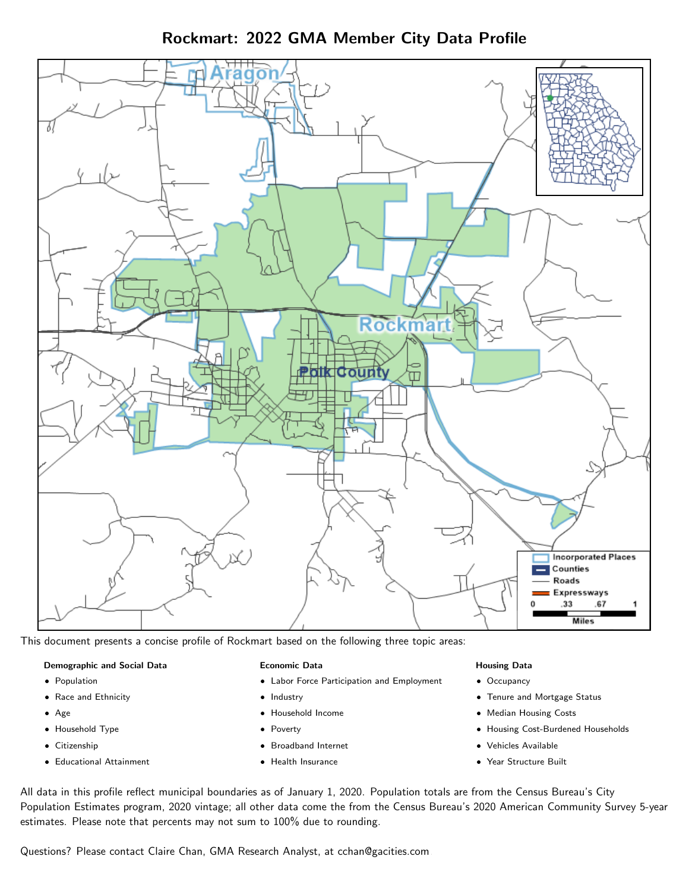# Rockmart: 2022 GMA Member City Data Profile

This document presents a concise profile of Rockmart based on the following three topic areas:

**Demographic and Social Data**

- Population
- Race and Ethnicity
- Age
- Household Type
- Citizenship
- Educational Attainment

**Economic Data**

- Labor Force Participation and Employment
- Industry
- Household Income
- Poverty
- Broadband Internet
- Health Insurance

**Housing Data**

- Occupancy
- Tenure and Mortgage Status
- Median Housing Costs
- Housing Cost-Burdened Households
- Vehicles Available
- Year Structure Built

All data in this profile reflect municipal boundaries as of January 1, 2020. Population totals are from the Census Bureau's City Population Estimates program, 2020 vintage; all other data come the from the Census Bureau's 2020 American Community Survey 5-year estimates. Please note that percents may not sum to 100% due to rounding.

Questions? Please contact Claire Chan, GMA Research Analyst, at cchan@gacities.com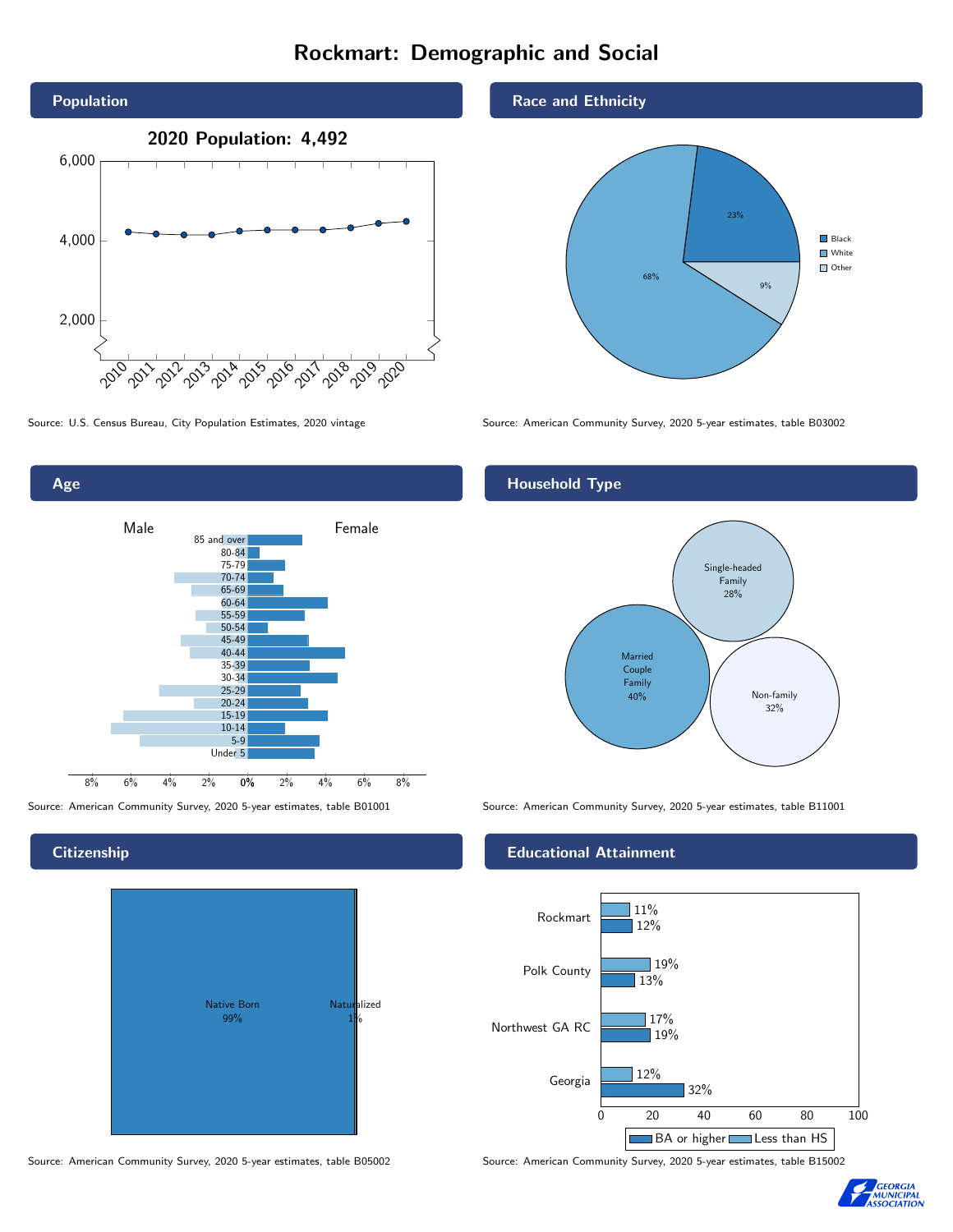# Rockmart: Demographic and Social

## Population

**2020 Population: 4,492**

Source: U.S. Census Bureau, City Population Estimates, 2020 vintage

## Race and Ethnicity

| Race | Percent |
|---|---|
| Black | 23% |
| White | 68% |
| Other | 9% |

Source: American Community Survey, 2020 5-year estimates, table B03002

## Age

Source: American Community Survey, 2020 5-year estimates, table B01001

## Household Type

| Household Type | Percent |
|---|---|
| Married Couple Family | 40% |
| Single-headed Family | 28% |
| Non-family | 32% |

Source: American Community Survey, 2020 5-year estimates, table B11001

## Citizenship

| Citizenship | Percent |
|---|---|
| Native Born | 99% |
| Naturalized | 1% |

Source: American Community Survey, 2020 5-year estimates, table B05002

## Educational Attainment

| Area | Less than HS | BA or higher |
|---|---|---|
| Rockmart | 11% | 12% |
| Polk County | 19% | 13% |
| Northwest GA RC | 17% | 19% |
| Georgia | 12% | 32% |

Source: American Community Survey, 2020 5-year estimates, table B15002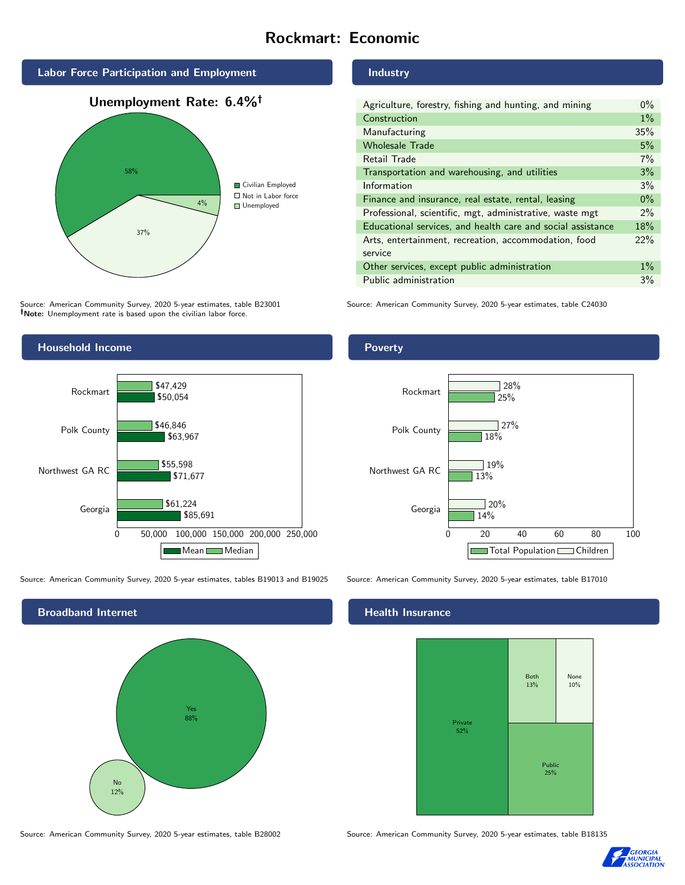# Rockmart: Economic

## Labor Force Participation and Employment

**Unemployment Rate: 6.4%†**

| Category | Percent |
|---|---|
| Civilian Employed | 58% |
| Not in Labor force | 37% |
| Unemployed | 4% |

Source: American Community Survey, 2020 5-year estimates, table B23001
†**Note:** Unemployment rate is based upon the civilian labor force.

## Industry

| Industry | Percent |
|---|---|
| Agriculture, forestry, fishing and hunting, and mining | 0% |
| Construction | 1% |
| Manufacturing | 35% |
| Wholesale Trade | 5% |
| Retail Trade | 7% |
| Transportation and warehousing, and utilities | 3% |
| Information | 3% |
| Finance and insurance, real estate, rental, leasing | 0% |
| Professional, scientific, mgt, administrative, waste mgt | 2% |
| Educational services, and health care and social assistance | 18% |
| Arts, entertainment, recreation, accommodation, food service | 22% |
| Other services, except public administration | 1% |
| Public administration | 3% |

Source: American Community Survey, 2020 5-year estimates, table C24030

## Household Income

| | Median | Mean |
|---|---|---|
| Rockmart | $47,429 | $50,054 |
| Polk County | $46,846 | $63,967 |
| Northwest GA RC | $55,598 | $71,677 |
| Georgia | $61,224 | $85,691 |

Source: American Community Survey, 2020 5-year estimates, tables B19013 and B19025

## Poverty

| | Children | Total Population |
|---|---|---|
| Rockmart | 28% | 25% |
| Polk County | 27% | 18% |
| Northwest GA RC | 19% | 13% |
| Georgia | 20% | 14% |

Source: American Community Survey, 2020 5-year estimates, table B17010

## Broadband Internet

| Response | Percent |
|---|---|
| Yes | 88% |
| No | 12% |

Source: American Community Survey, 2020 5-year estimates, table B28002

## Health Insurance

| Type | Percent |
|---|---|
| Private | 52% |
| Public | 25% |
| Both | 13% |
| None | 10% |

Source: American Community Survey, 2020 5-year estimates, table B18135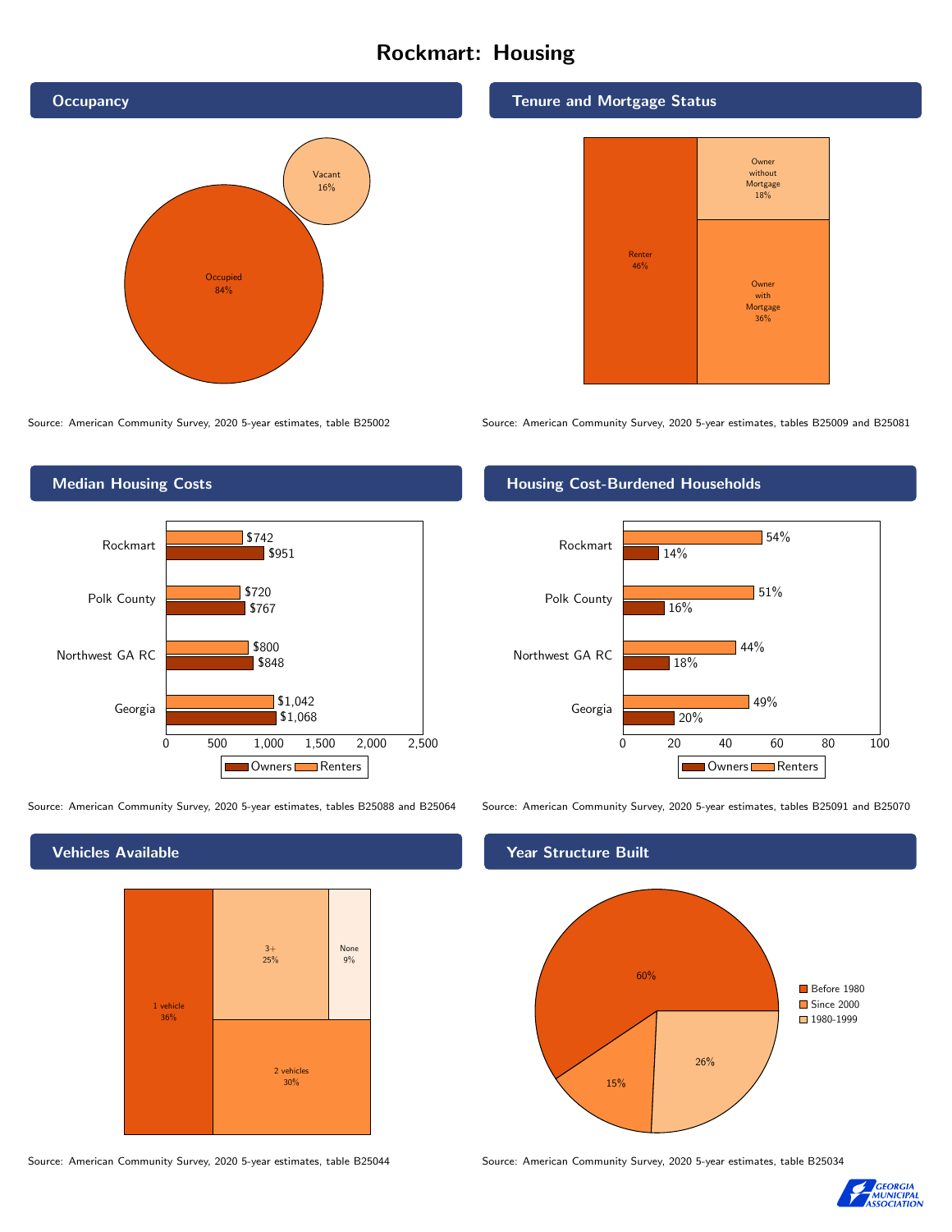# Rockmart: Housing

## Occupancy

Vacant
16%

Occupied
84%

Source: American Community Survey, 2020 5-year estimates, table B25002

## Tenure and Mortgage Status

Renter
46%

Owner
without
Mortgage
18%

Owner
with
Mortgage
36%

Source: American Community Survey, 2020 5-year estimates, tables B25009 and B25081

## Median Housing Costs

Rockmart
$742
$951

Polk County
$720
$767

Northwest GA RC
$800
$848

Georgia
$1,042
$1,068

0
500
1,000
1,500
2,000
2,500

Owners
Renters

Source: American Community Survey, 2020 5-year estimates, tables B25088 and B25064

## Housing Cost-Burdened Households

Rockmart
54%
14%

Polk County
51%
16%

Northwest GA RC
44%
18%

Georgia
49%
20%

0
20
40
60
80
100

Owners
Renters

Source: American Community Survey, 2020 5-year estimates, tables B25091 and B25070

## Vehicles Available

1 vehicle
36%

3+
25%

None
9%

2 vehicles
30%

Source: American Community Survey, 2020 5-year estimates, table B25044

## Year Structure Built

60%

15%

26%

Before 1980
Since 2000
1980-1999

Source: American Community Survey, 2020 5-year estimates, table B25034